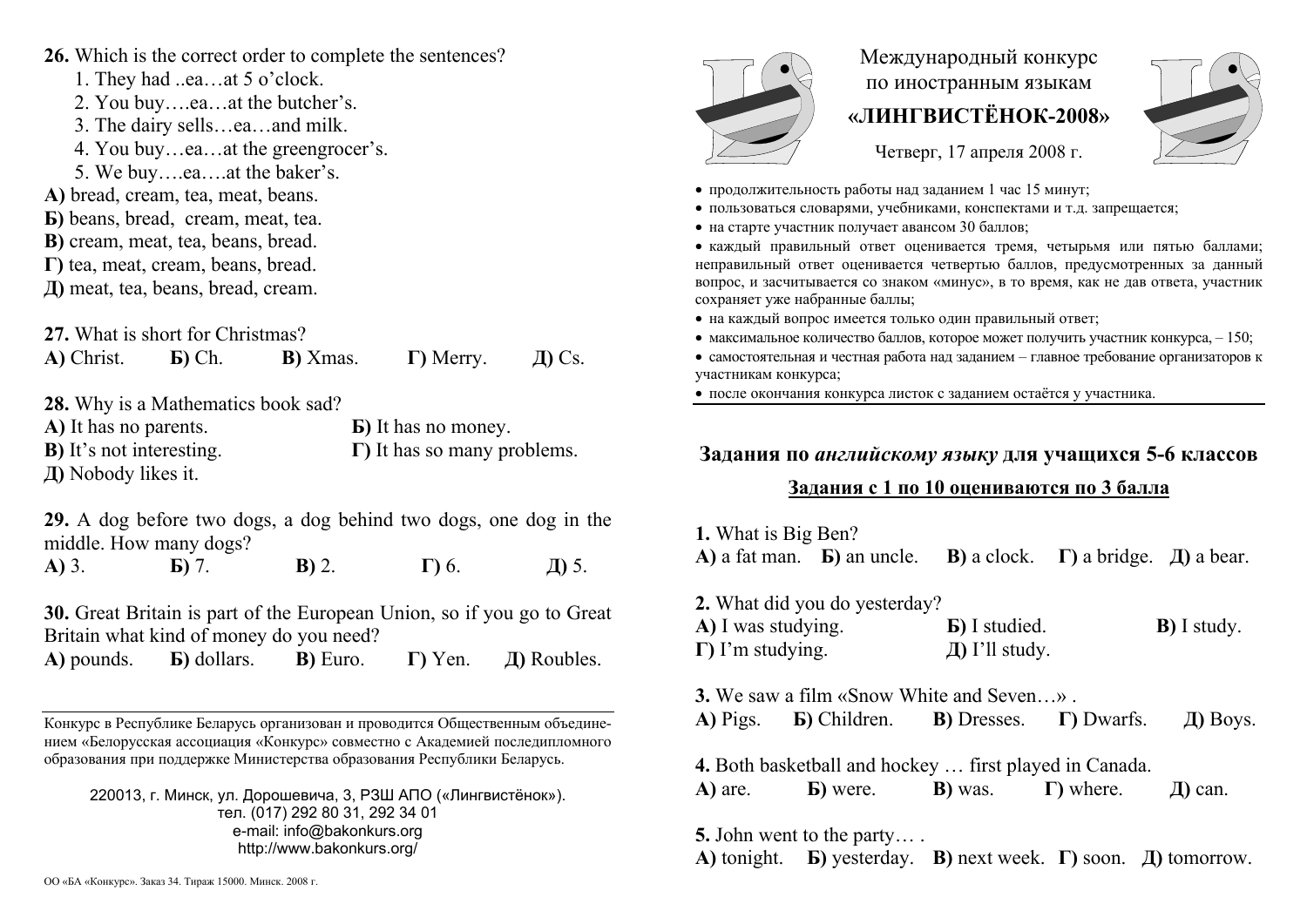# Международный конкурс по иностранным языкам

## «ЛИНГВИСТЁНОК-2008»

Четверг, 17 апреля 2008 г.

- продолжительность работы над заданием 1 час 15 минут;
- пользоваться словарями, учебниками, конспектами и т.д. запрещается;
- на старте участник получает авансом 30 баллов;
- каждый правильный ответ оценивается тремя, четырьмя или пятью баллами; неправильный ответ оценивается четвертью баллов, предусмотренных за данный вопрос, и засчитывается со знаком «минус», в то время, как не дав ответа, участник сохраняет уже набранные баллы;
- на каждый вопрос имеется только один правильный ответ;
- максимальное количество баллов, которое может получить участник конкурса, – 150;
- самостоятельная и честная работа над заданием – главное требование организаторов к участникам конкурса;
- после окончания конкурса листок с заданием остаётся у участника.

## Задания по *английскому языку* для учащихся 5-6 классов

### Задания с 1 по 10 оцениваются по 3 балла

**1.** What is Big Ben?
**А)** a fat man. **Б)** an uncle. **В)** a clock. **Г)** a bridge. **Д)** a bear.

**2.** What did you do yesterday?
**А)** I was studying. **Б)** I studied. **В)** I study.
**Г)** I'm studying. **Д)** I'll study.

**3.** We saw a film «Snow White and Seven…» .
**А)** Pigs. **Б)** Children. **В)** Dresses. **Г)** Dwarfs. **Д)** Boys.

**4.** Both basketball and hockey … first played in Canada.
**А)** are. **Б)** were. **В)** was. **Г)** where. **Д)** can.

**5.** John went to the party… .
**А)** tonight. **Б)** yesterday. **В)** next week. **Г)** soon. **Д)** tomorrow.

**26.** Which is the correct order to complete the sentences?
1. They had ..ea…at 5 o'clock.
2. You buy….ea…at the butcher's.
3. The dairy sells…ea…and milk.
4. You buy…ea…at the greengrocer's.
5. We buy….ea….at the baker's.

**А)** bread, cream, tea, meat, beans.
**Б)** beans, bread, cream, meat, tea.
**В)** cream, meat, tea, beans, bread.
**Г)** tea, meat, cream, beans, bread.
**Д)** meat, tea, beans, bread, cream.

**27.** What is short for Christmas?
**А)** Christ. **Б)** Ch. **В)** Xmas. **Г)** Merry. **Д)** Cs.

**28.** Why is a Mathematics book sad?
**А)** It has no parents. **Б)** It has no money.
**В)** It's not interesting. **Г)** It has so many problems.
**Д)** Nobody likes it.

**29.** A dog before two dogs, a dog behind two dogs, one dog in the middle. How many dogs?
**А)** 3. **Б)** 7. **В)** 2. **Г)** 6. **Д)** 5.

**30.** Great Britain is part of the European Union, so if you go to Great Britain what kind of money do you need?
**А)** pounds. **Б)** dollars. **В)** Euro. **Г)** Yen. **Д)** Roubles.

---

Конкурс в Республике Беларусь организован и проводится Общественным объединением «Белорусская ассоциация «Конкурс» совместно с Академией последипломного образования при поддержке Министерства образования Республики Беларусь.

220013, г. Минск, ул. Дорошевича, 3, РЗШ АПО («Лингвистёнок»).
тел. (017) 292 80 31, 292 34 01
e-mail: info@bakonkurs.org
http://www.bakonkurs.org/

ОО «БА «Конкурс». Заказ 34. Тираж 15000. Минск. 2008 г.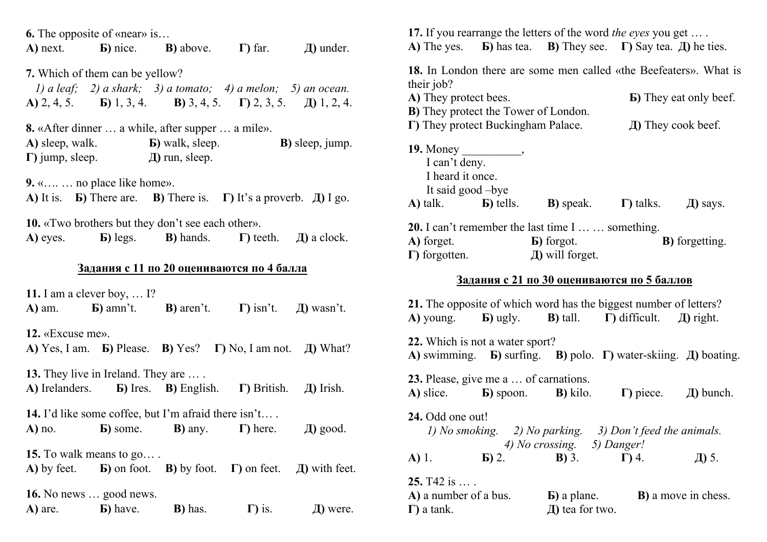**6.** The opposite of «near» is…

**А)** next. **Б)** nice. **В)** above. **Г)** far. **Д)** under.

**7.** Which of them can be yellow?

*1) a leaf; 2) a shark; 3) a tomato; 4) a melon; 5) an ocean.*

**А)** 2, 4, 5. **Б)** 1, 3, 4. **В)** 3, 4, 5. **Г)** 2, 3, 5. **Д)** 1, 2, 4.

**8.** «After dinner … a while, after supper … a mile».

**А)** sleep, walk. **Б)** walk, sleep. **В)** sleep, jump. **Г)** jump, sleep. **Д)** run, sleep.

**9.** «…. … no place like home».

**А)** It is. **Б)** There are. **В)** There is. **Г)** It's a proverb. **Д)** I go.

**10.** «Two brothers but they don't see each other».

**А)** eyes. **Б)** legs. **В)** hands. **Г)** teeth. **Д)** a clock.

**Задания с 11 по 20 оцениваются по 4 балла**

**11.** I am a clever boy, … I?

**А)** am. **Б)** amn't. **В)** aren't. **Г)** isn't. **Д)** wasn't.

**12.** «Excuse me».

**А)** Yes, I am. **Б)** Please. **В)** Yes? **Г)** No, I am not. **Д)** What?

**13.** They live in Ireland. They are … .

**А)** Irelanders. **Б)** Ires. **В)** English. **Г)** British. **Д)** Irish.

**14.** I'd like some coffee, but I'm afraid there isn't… .

**А)** no. **Б)** some. **В)** any. **Г)** here. **Д)** good.

**15.** To walk means to go… .

**А)** by feet. **Б)** on foot. **В)** by foot. **Г)** on feet. **Д)** with feet.

**16.** No news … good news.

**А)** are. **Б)** have. **В)** has. **Г)** is. **Д)** were.

**17.** If you rearrange the letters of the word *the eyes* you get … .

**А)** The yes. **Б)** has tea. **В)** They see. **Г)** Say tea. **Д)** he ties.

**18.** In London there are some men called «the Beefeaters». What is their job?

**А)** They protect bees. **Б)** They eat only beef. **В)** They protect the Tower of London. **Г)** They protect Buckingham Palace. **Д)** They cook beef.

**19.** Money __________,
I can't deny.
I heard it once.
It said good –bye

**А)** talk. **Б)** tells. **В)** speak. **Г)** talks. **Д)** says.

**20.** I can't remember the last time I … … something.

**А)** forget. **Б)** forgot. **В)** forgetting. **Г)** forgotten. **Д)** will forget.

**Задания с 21 по 30 оцениваются по 5 баллов**

**21.** The opposite of which word has the biggest number of letters?

**А)** young. **Б)** ugly. **В)** tall. **Г)** difficult. **Д)** right.

**22.** Which is not a water sport?

**А)** swimming. **Б)** surfing. **В)** polo. **Г)** water-skiing. **Д)** boating.

**23.** Please, give me a … of carnations.

**А)** slice. **Б)** spoon. **В)** kilo. **Г)** piece. **Д)** bunch.

**24.** Odd one out!

*1) No smoking. 2) No parking. 3) Don't feed the animals. 4) No crossing. 5) Danger!*

**А)** 1. **Б)** 2. **В)** 3. **Г)** 4. **Д)** 5.

**25.** T42 is … .

**А)** a number of a bus. **Б)** a plane. **В)** a move in chess. **Г)** a tank. **Д)** tea for two.